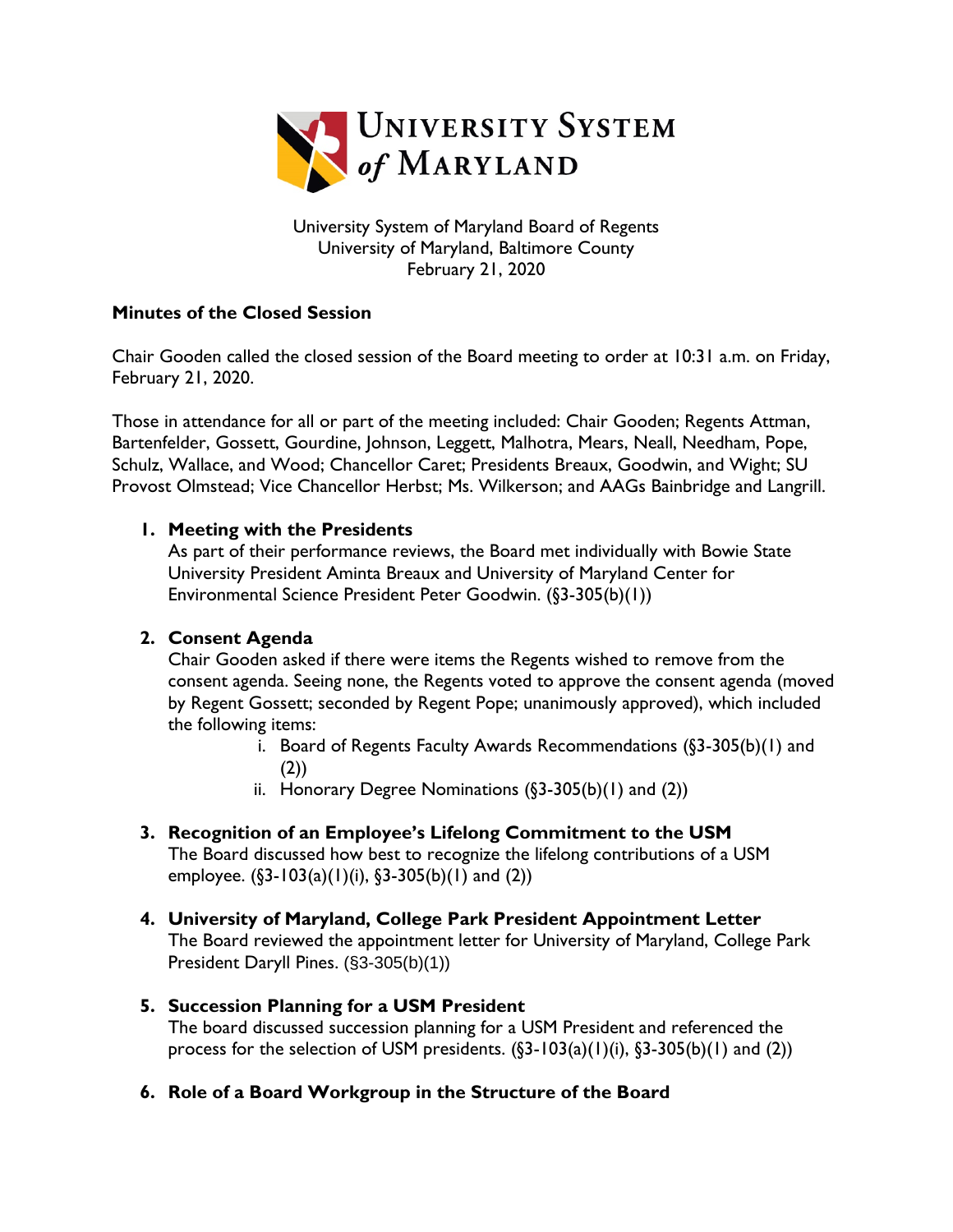# University System of Maryland

University System of Maryland Board of Regents
University of Maryland, Baltimore County
February 21, 2020

**Minutes of the Closed Session**

Chair Gooden called the closed session of the Board meeting to order at 10:31 a.m. on Friday, February 21, 2020.

Those in attendance for all or part of the meeting included: Chair Gooden; Regents Attman, Bartenfelder, Gossett, Gourdine, Johnson, Leggett, Malhotra, Mears, Neall, Needham, Pope, Schulz, Wallace, and Wood; Chancellor Caret; Presidents Breaux, Goodwin, and Wight; SU Provost Olmstead; Vice Chancellor Herbst; Ms. Wilkerson; and AAGs Bainbridge and Langrill.

1. **Meeting with the Presidents**
   As part of their performance reviews, the Board met individually with Bowie State University President Aminta Breaux and University of Maryland Center for Environmental Science President Peter Goodwin. (§3-305(b)(1))

2. **Consent Agenda**
   Chair Gooden asked if there were items the Regents wished to remove from the consent agenda. Seeing none, the Regents voted to approve the consent agenda (moved by Regent Gossett; seconded by Regent Pope; unanimously approved), which included the following items:
   i. Board of Regents Faculty Awards Recommendations (§3-305(b)(1) and (2))
   ii. Honorary Degree Nominations (§3-305(b)(1) and (2))

3. **Recognition of an Employee's Lifelong Commitment to the USM**
   The Board discussed how best to recognize the lifelong contributions of a USM employee. (§3-103(a)(1)(i), §3-305(b)(1) and (2))

4. **University of Maryland, College Park President Appointment Letter**
   The Board reviewed the appointment letter for University of Maryland, College Park President Daryll Pines. (§3-305(b)(1))

5. **Succession Planning for a USM President**
   The board discussed succession planning for a USM President and referenced the process for the selection of USM presidents. (§3-103(a)(1)(i), §3-305(b)(1) and (2))

6. **Role of a Board Workgroup in the Structure of the Board**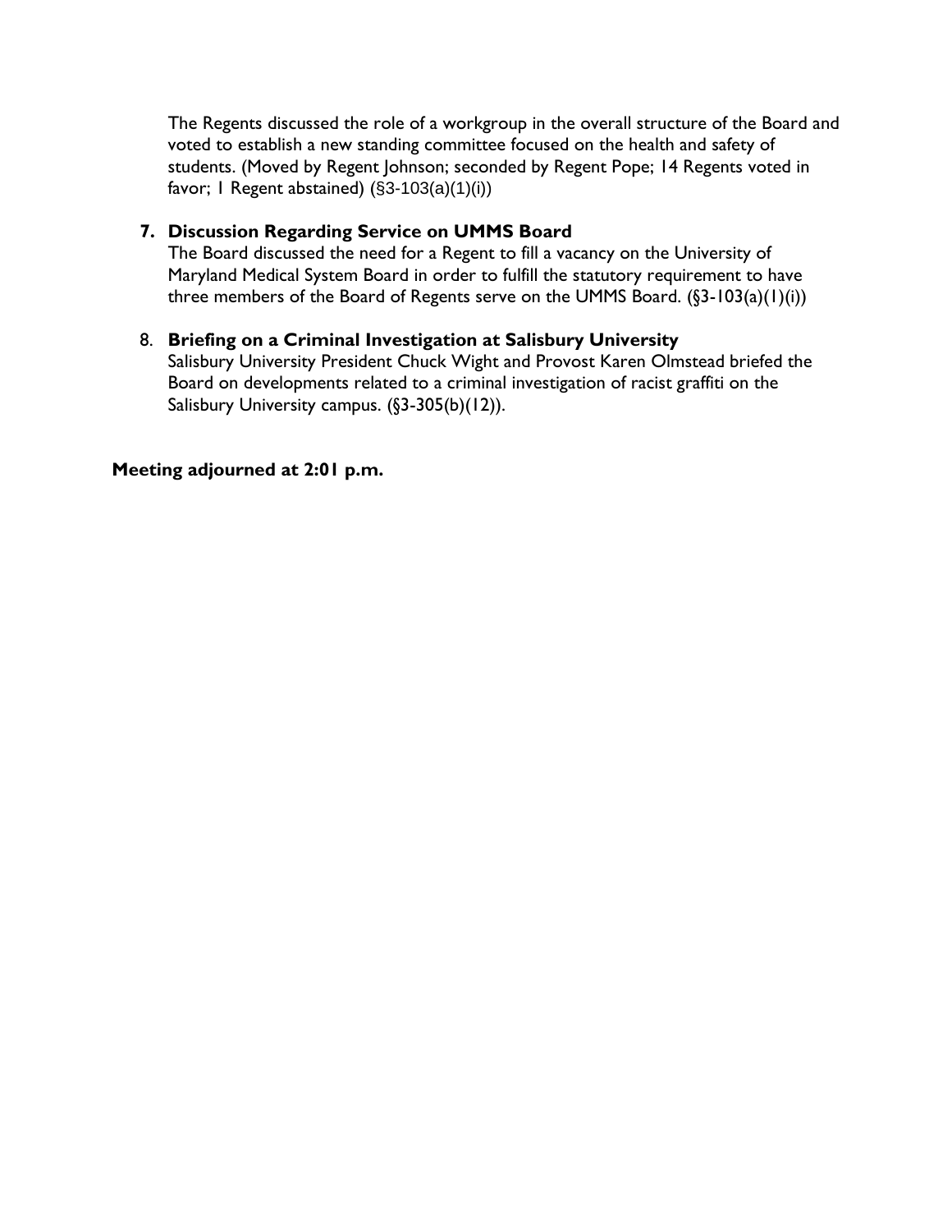The Regents discussed the role of a workgroup in the overall structure of the Board and voted to establish a new standing committee focused on the health and safety of students. (Moved by Regent Johnson; seconded by Regent Pope; 14 Regents voted in favor; 1 Regent abstained) (§3-103(a)(1)(i))

7. **Discussion Regarding Service on UMMS Board**
   The Board discussed the need for a Regent to fill a vacancy on the University of Maryland Medical System Board in order to fulfill the statutory requirement to have three members of the Board of Regents serve on the UMMS Board. (§3-103(a)(1)(i))

8. **Briefing on a Criminal Investigation at Salisbury University**
   Salisbury University President Chuck Wight and Provost Karen Olmstead briefed the Board on developments related to a criminal investigation of racist graffiti on the Salisbury University campus. (§3-305(b)(12)).

**Meeting adjourned at 2:01 p.m.**